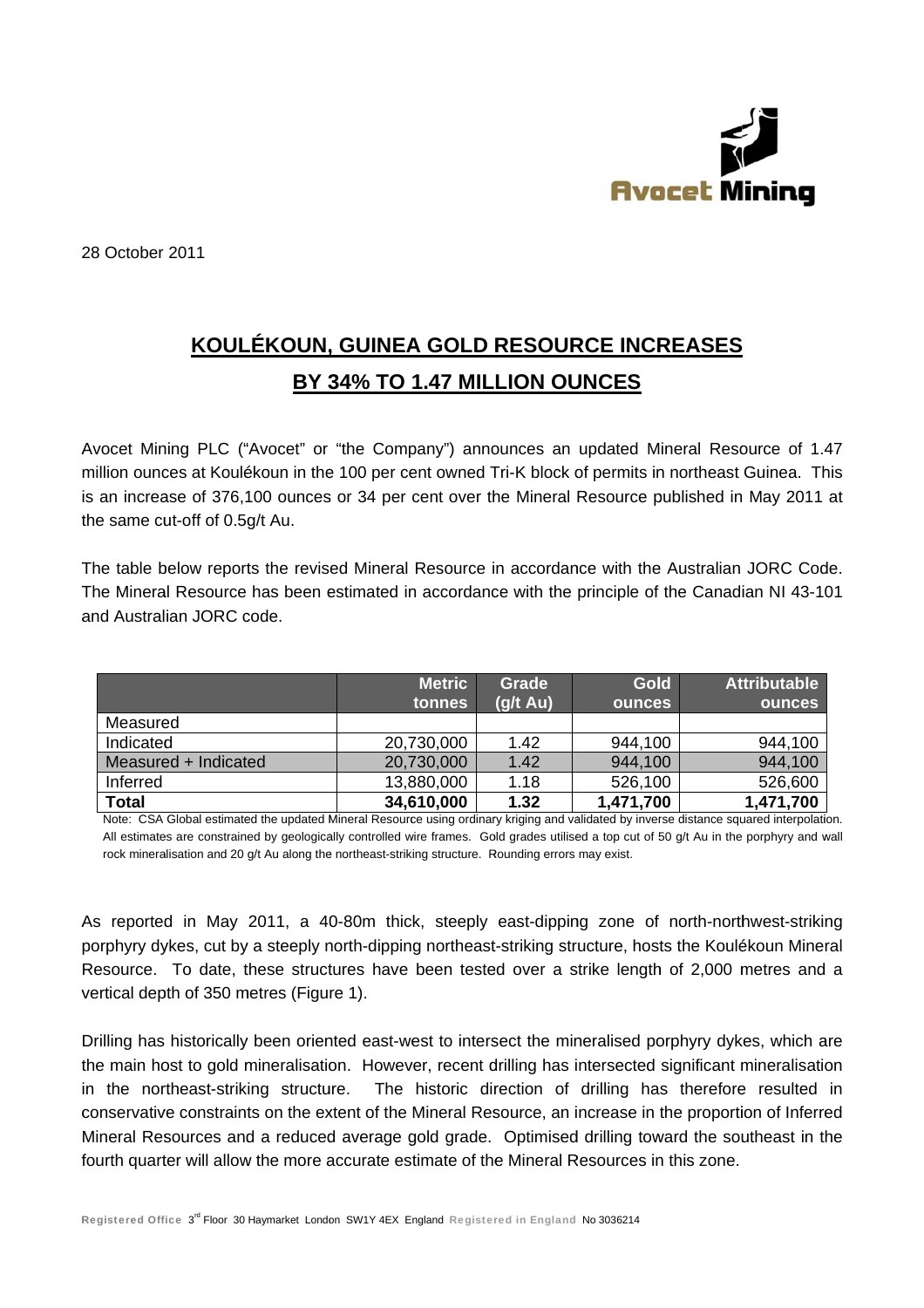28 October 2011

# KOULÉKOUN, GUINEA GOLD RESOURCE INCREASES BY 34% TO 1.47 MILLION OUNCES

Avocet Mining PLC ("Avocet" or "the Company") announces an updated Mineral Resource of 1.47 million ounces at Koulékoun in the 100 per cent owned Tri-K block of permits in northeast Guinea. This is an increase of 376,100 ounces or 34 per cent over the Mineral Resource published in May 2011 at the same cut-off of 0.5g/t Au.

The table below reports the revised Mineral Resource in accordance with the Australian JORC Code. The Mineral Resource has been estimated in accordance with the principle of the Canadian NI 43-101 and Australian JORC code.

| | Metric tonnes | Grade (g/t Au) | Gold ounces | Attributable ounces |
|---|---|---|---|---|
| Measured | | | | |
| Indicated | 20,730,000 | 1.42 | 944,100 | 944,100 |
| Measured + Indicated | 20,730,000 | 1.42 | 944,100 | 944,100 |
| Inferred | 13,880,000 | 1.18 | 526,100 | 526,600 |
| **Total** | **34,610,000** | **1.32** | **1,471,700** | **1,471,700** |

Note: CSA Global estimated the updated Mineral Resource using ordinary kriging and validated by inverse distance squared interpolation. All estimates are constrained by geologically controlled wire frames. Gold grades utilised a top cut of 50 g/t Au in the porphyry and wall rock mineralisation and 20 g/t Au along the northeast-striking structure. Rounding errors may exist.

As reported in May 2011, a 40-80m thick, steeply east-dipping zone of north-northwest-striking porphyry dykes, cut by a steeply north-dipping northeast-striking structure, hosts the Koulékoun Mineral Resource. To date, these structures have been tested over a strike length of 2,000 metres and a vertical depth of 350 metres (Figure 1).

Drilling has historically been oriented east-west to intersect the mineralised porphyry dykes, which are the main host to gold mineralisation. However, recent drilling has intersected significant mineralisation in the northeast-striking structure. The historic direction of drilling has therefore resulted in conservative constraints on the extent of the Mineral Resource, an increase in the proportion of Inferred Mineral Resources and a reduced average gold grade. Optimised drilling toward the southeast in the fourth quarter will allow the more accurate estimate of the Mineral Resources in this zone.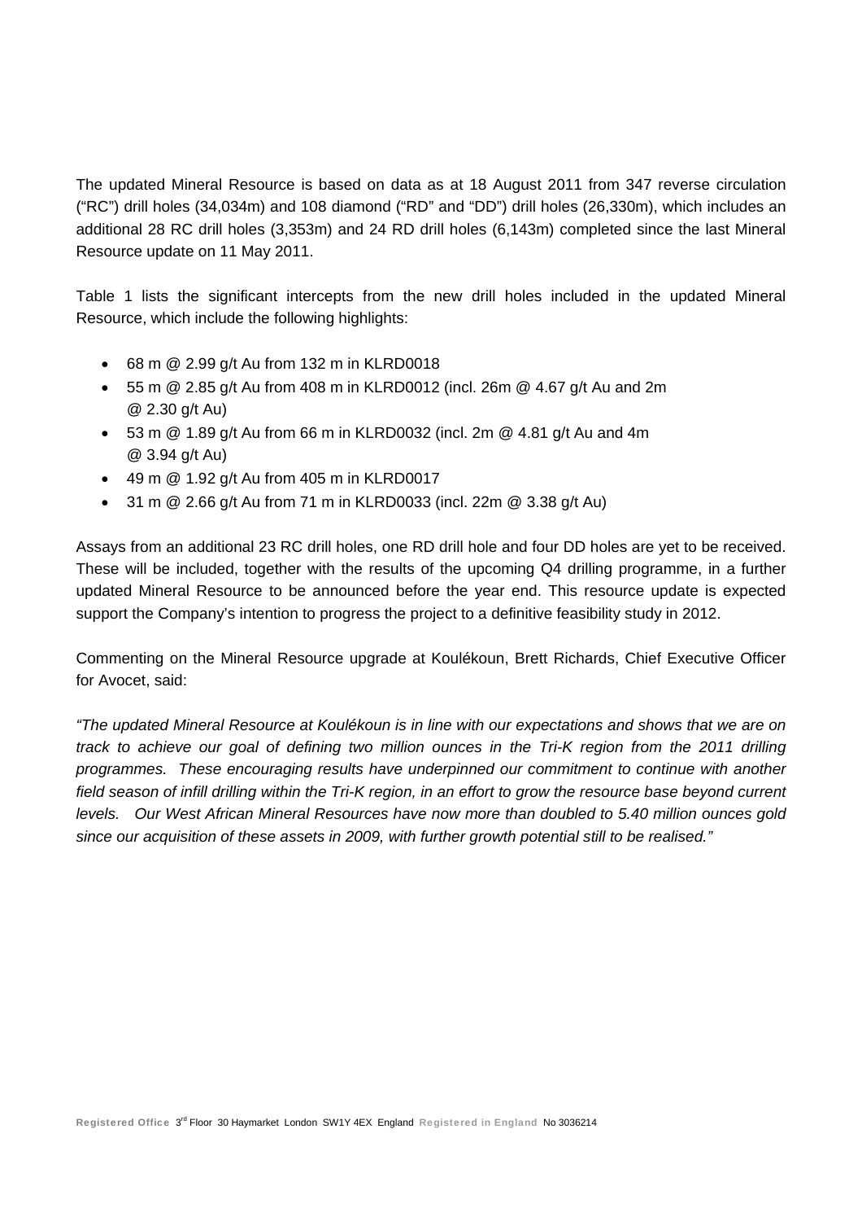The updated Mineral Resource is based on data as at 18 August 2011 from 347 reverse circulation ("RC") drill holes (34,034m) and 108 diamond ("RD" and "DD") drill holes (26,330m), which includes an additional 28 RC drill holes (3,353m) and 24 RD drill holes (6,143m) completed since the last Mineral Resource update on 11 May 2011.

Table 1 lists the significant intercepts from the new drill holes included in the updated Mineral Resource, which include the following highlights:

- 68 m @ 2.99 g/t Au from 132 m in KLRD0018
- 55 m @ 2.85 g/t Au from 408 m in KLRD0012 (incl. 26m @ 4.67 g/t Au and 2m @ 2.30 g/t Au)
- 53 m @ 1.89 g/t Au from 66 m in KLRD0032 (incl. 2m @ 4.81 g/t Au and 4m @ 3.94 g/t Au)
- 49 m @ 1.92 g/t Au from 405 m in KLRD0017
- 31 m @ 2.66 g/t Au from 71 m in KLRD0033 (incl. 22m @ 3.38 g/t Au)

Assays from an additional 23 RC drill holes, one RD drill hole and four DD holes are yet to be received. These will be included, together with the results of the upcoming Q4 drilling programme, in a further updated Mineral Resource to be announced before the year end. This resource update is expected support the Company's intention to progress the project to a definitive feasibility study in 2012.

Commenting on the Mineral Resource upgrade at Koulékoun, Brett Richards, Chief Executive Officer for Avocet, said:

*"The updated Mineral Resource at Koulékoun is in line with our expectations and shows that we are on track to achieve our goal of defining two million ounces in the Tri-K region from the 2011 drilling programmes. These encouraging results have underpinned our commitment to continue with another field season of infill drilling within the Tri-K region, in an effort to grow the resource base beyond current levels. Our West African Mineral Resources have now more than doubled to 5.40 million ounces gold since our acquisition of these assets in 2009, with further growth potential still to be realised."*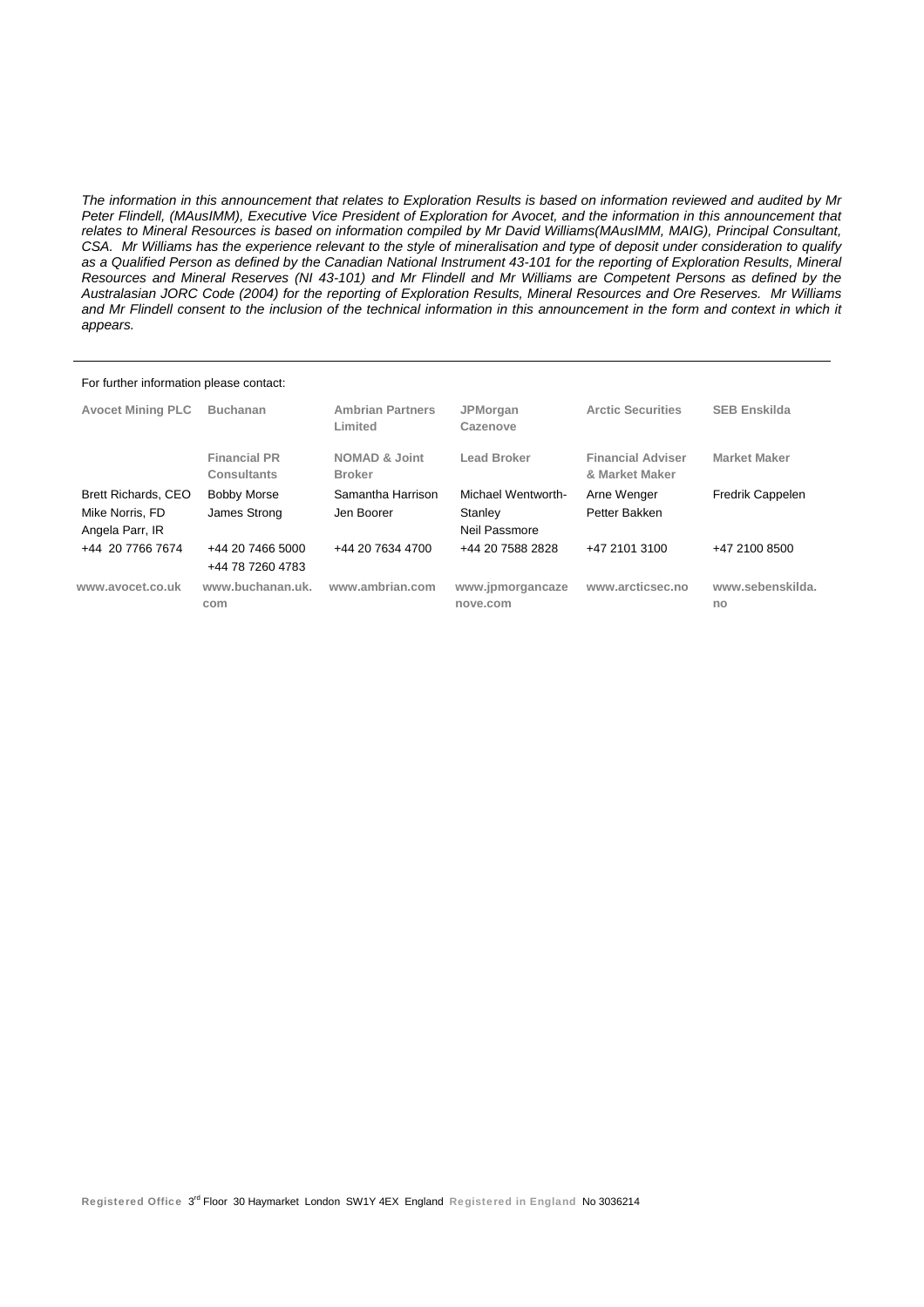*The information in this announcement that relates to Exploration Results is based on information reviewed and audited by Mr Peter Flindell, (MAusIMM), Executive Vice President of Exploration for Avocet, and the information in this announcement that relates to Mineral Resources is based on information compiled by Mr David Williams(MAusIMM, MAIG), Principal Consultant, CSA. Mr Williams has the experience relevant to the style of mineralisation and type of deposit under consideration to qualify as a Qualified Person as defined by the Canadian National Instrument 43-101 for the reporting of Exploration Results, Mineral Resources and Mineral Reserves (NI 43-101) and Mr Flindell and Mr Williams are Competent Persons as defined by the Australasian JORC Code (2004) for the reporting of Exploration Results, Mineral Resources and Ore Reserves. Mr Williams and Mr Flindell consent to the inclusion of the technical information in this announcement in the form and context in which it appears.*

---

For further information please contact:

| **Avocet Mining PLC** | **Buchanan** | **Ambrian Partners Limited** | **JPMorgan Cazenove** | **Arctic Securities** | **SEB Enskilda** |
|---|---|---|---|---|---|
| | **Financial PR Consultants** | **NOMAD & Joint Broker** | **Lead Broker** | **Financial Adviser & Market Maker** | **Market Maker** |
| Brett Richards, CEO<br>Mike Norris, FD<br>Angela Parr, IR | Bobby Morse<br>James Strong | Samantha Harrison<br>Jen Boorer | Michael Wentworth-Stanley<br>Neil Passmore | Arne Wenger<br>Petter Bakken | Fredrik Cappelen |
| +44 20 7766 7674 | +44 20 7466 5000<br>+44 78 7260 4783 | +44 20 7634 4700 | +44 20 7588 2828 | +47 2101 3100 | +47 2100 8500 |
| **www.avocet.co.uk** | **www.buchanan.uk.com** | **www.ambrian.com** | **www.jpmorgancazenove.com** | **www.arcticsec.no** | **www.sebenskilda.no** |

**Registered Office** 3rd Floor 30 Haymarket London SW1Y 4EX England **Registered in England** No 3036214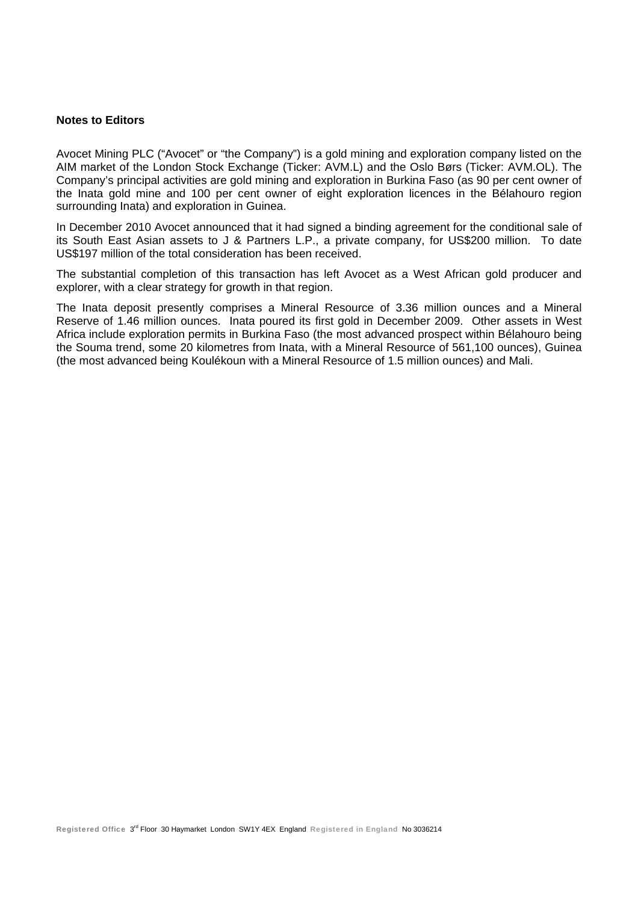**Notes to Editors**

Avocet Mining PLC ("Avocet" or "the Company") is a gold mining and exploration company listed on the AIM market of the London Stock Exchange (Ticker: AVM.L) and the Oslo Børs (Ticker: AVM.OL). The Company's principal activities are gold mining and exploration in Burkina Faso (as 90 per cent owner of the Inata gold mine and 100 per cent owner of eight exploration licences in the Bélahouro region surrounding Inata) and exploration in Guinea.

In December 2010 Avocet announced that it had signed a binding agreement for the conditional sale of its South East Asian assets to J & Partners L.P., a private company, for US$200 million. To date US$197 million of the total consideration has been received.

The substantial completion of this transaction has left Avocet as a West African gold producer and explorer, with a clear strategy for growth in that region.

The Inata deposit presently comprises a Mineral Resource of 3.36 million ounces and a Mineral Reserve of 1.46 million ounces. Inata poured its first gold in December 2009. Other assets in West Africa include exploration permits in Burkina Faso (the most advanced prospect within Bélahouro being the Souma trend, some 20 kilometres from Inata, with a Mineral Resource of 561,100 ounces), Guinea (the most advanced being Koulékoun with a Mineral Resource of 1.5 million ounces) and Mali.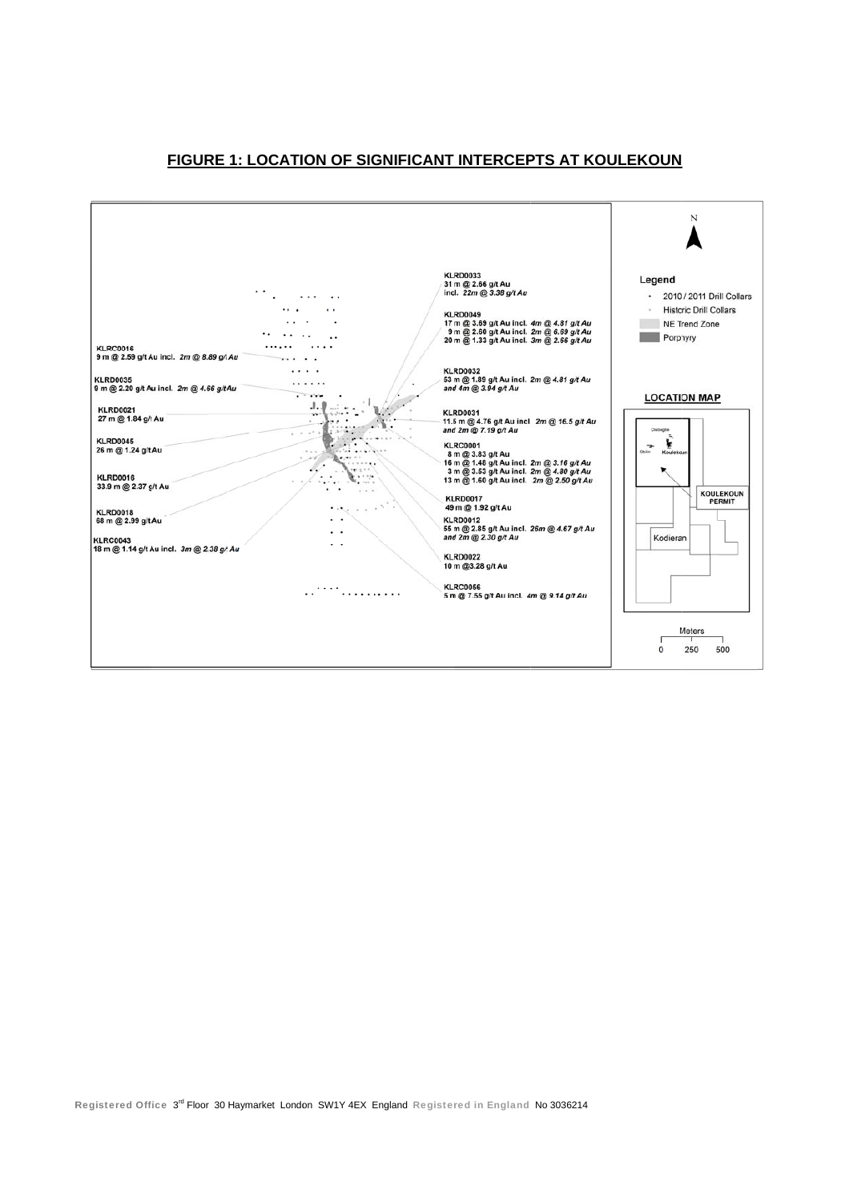## FIGURE 1: LOCATION OF SIGNIFICANT INTERCEPTS AT KOULEKOUN

KLRC0016
9 m @ 2.59 g/t Au incl. *2m @ 8.89 g/t Au*

KLRD0035
9 m @ 2.20 g/t Au incl. *2m @ 4.66 g/t Au*

KLRD0021
27 m @ 1.84 g/t Au

KLRD0045
26 m @ 1.24 g/t Au

KLRD0016
33.9 m @ 2.37 g/t Au

KLRD0018
68 m @ 2.99 g/t Au

KLRC0043
18 m @ 1.14 g/t Au incl. *3m @ 2.38 g/t Au*

KLRD0033
31 m @ 2.66 g/t Au
incl. *22m @ 3.38 g/t Au*

KLRD0049
17 m @ 3.69 g/t Au incl. *4m @ 4.81 g/t Au*
9 m @ 2.50 g/t Au incl. *2m @ 6.69 g/t Au*
20 m @ 1.33 g/t Au incl. *3m @ 2.66 g/t Au*

KLRD0032
53 m @ 1.89 g/t Au incl. *2m @ 4.81 g/t Au*
*and 4m @ 3.94 g/t Au*

KLRD0031
11.5 m @ 4.76 g/t Au incl *2m @ 16.5 g/t Au*
*and 2m @ 7.19 g/t Au*

KLRC0001
8 m @ 3.83 g/t Au
16 m @ 1.46 g/t Au incl. *2m @ 3.16 g/t Au*
3 m @ 3.53 g/t Au incl. *2m @ 4.80 g/t Au*
13 m @ 1.60 g/t Au incl. *2m @ 2.50 g/t Au*

KLRD0017
49 m @ 1.92 g/t Au

KLRD0012
55 m @ 2.85 g/t Au incl. *26m @ 4.67 g/t Au*
*and 2m @ 2.30 g/t Au*

KLRD0022
10 m @3.28 g/t Au

KLRC0056
5 m @ 7.55 g/t Au incl. *4m @ 9.14 g/t Au*

N

Legend
- 2010 / 2011 Drill Collars
- Historic Drill Collars
- NE Trend Zone
- Porphyry

LOCATION MAP

Diabagbe
Gbilin
Koulekoun
KOULEKOUN PERMIT
Kodieran

Meters
0 250 500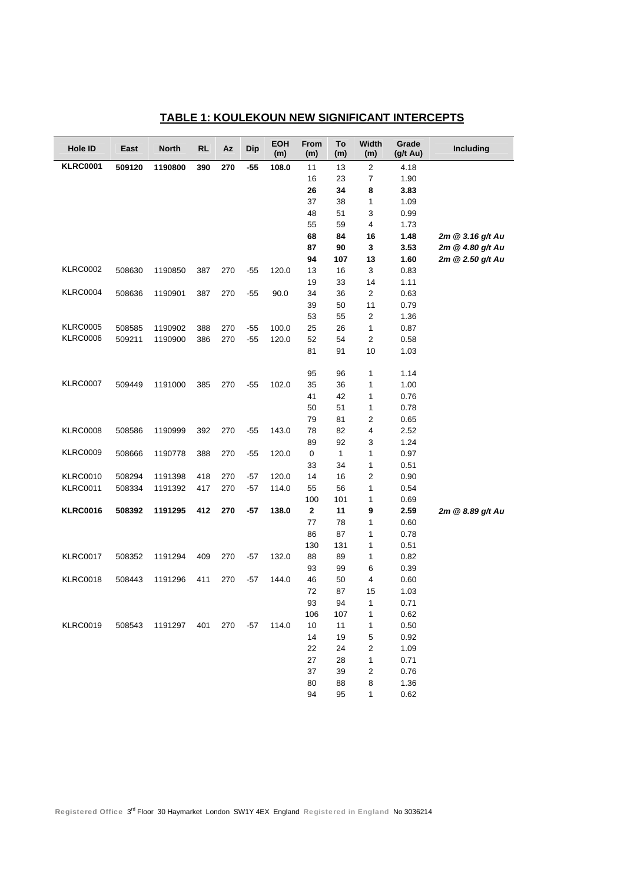## TABLE 1: KOULEKOUN NEW SIGNIFICANT INTERCEPTS

| Hole ID | East | North | RL | Az | Dip | EOH (m) | From (m) | To (m) | Width (m) | Grade (g/t Au) | Including |
|---|---|---|---|---|---|---|---|---|---|---|---|
| **KLRC0001** | **509120** | **1190800** | **390** | **270** | **-55** | **108.0** | 11 | 13 | 2 | 4.18 | |
| | | | | | | | 16 | 23 | 7 | 1.90 | |
| | | | | | | | **26** | **34** | **8** | **3.83** | |
| | | | | | | | 37 | 38 | 1 | 1.09 | |
| | | | | | | | 48 | 51 | 3 | 0.99 | |
| | | | | | | | 55 | 59 | 4 | 1.73 | |
| | | | | | | | **68** | **84** | **16** | **1.48** | ***2m @ 3.16 g/t Au*** |
| | | | | | | | **87** | **90** | **3** | **3.53** | ***2m @ 4.80 g/t Au*** |
| | | | | | | | **94** | **107** | **13** | **1.60** | ***2m @ 2.50 g/t Au*** |
| KLRC0002 | 508630 | 1190850 | 387 | 270 | -55 | 120.0 | 13 | 16 | 3 | 0.83 | |
| | | | | | | | 19 | 33 | 14 | 1.11 | |
| KLRC0004 | 508636 | 1190901 | 387 | 270 | -55 | 90.0 | 34 | 36 | 2 | 0.63 | |
| | | | | | | | 39 | 50 | 11 | 0.79 | |
| | | | | | | | 53 | 55 | 2 | 1.36 | |
| KLRC0005 | 508585 | 1190902 | 388 | 270 | -55 | 100.0 | 25 | 26 | 1 | 0.87 | |
| KLRC0006 | 509211 | 1190900 | 386 | 270 | -55 | 120.0 | 52 | 54 | 2 | 0.58 | |
| | | | | | | | 81 | 91 | 10 | 1.03 | |
| | | | | | | | 95 | 96 | 1 | 1.14 | |
| KLRC0007 | 509449 | 1191000 | 385 | 270 | -55 | 102.0 | 35 | 36 | 1 | 1.00 | |
| | | | | | | | 41 | 42 | 1 | 0.76 | |
| | | | | | | | 50 | 51 | 1 | 0.78 | |
| | | | | | | | 79 | 81 | 2 | 0.65 | |
| KLRC0008 | 508586 | 1190999 | 392 | 270 | -55 | 143.0 | 78 | 82 | 4 | 2.52 | |
| | | | | | | | 89 | 92 | 3 | 1.24 | |
| KLRC0009 | 508666 | 1190778 | 388 | 270 | -55 | 120.0 | 0 | 1 | 1 | 0.97 | |
| | | | | | | | 33 | 34 | 1 | 0.51 | |
| KLRC0010 | 508294 | 1191398 | 418 | 270 | -57 | 120.0 | 14 | 16 | 2 | 0.90 | |
| KLRC0011 | 508334 | 1191392 | 417 | 270 | -57 | 114.0 | 55 | 56 | 1 | 0.54 | |
| | | | | | | | 100 | 101 | 1 | 0.69 | |
| **KLRC0016** | **508392** | **1191295** | **412** | **270** | **-57** | **138.0** | **2** | **11** | **9** | **2.59** | ***2m @ 8.89 g/t Au*** |
| | | | | | | | 77 | 78 | 1 | 0.60 | |
| | | | | | | | 86 | 87 | 1 | 0.78 | |
| | | | | | | | 130 | 131 | 1 | 0.51 | |
| KLRC0017 | 508352 | 1191294 | 409 | 270 | -57 | 132.0 | 88 | 89 | 1 | 0.82 | |
| | | | | | | | 93 | 99 | 6 | 0.39 | |
| KLRC0018 | 508443 | 1191296 | 411 | 270 | -57 | 144.0 | 46 | 50 | 4 | 0.60 | |
| | | | | | | | 72 | 87 | 15 | 1.03 | |
| | | | | | | | 93 | 94 | 1 | 0.71 | |
| | | | | | | | 106 | 107 | 1 | 0.62 | |
| KLRC0019 | 508543 | 1191297 | 401 | 270 | -57 | 114.0 | 10 | 11 | 1 | 0.50 | |
| | | | | | | | 14 | 19 | 5 | 0.92 | |
| | | | | | | | 22 | 24 | 2 | 1.09 | |
| | | | | | | | 27 | 28 | 1 | 0.71 | |
| | | | | | | | 37 | 39 | 2 | 0.76 | |
| | | | | | | | 80 | 88 | 8 | 1.36 | |
| | | | | | | | 94 | 95 | 1 | 0.62 | |

Registered Office 3rd Floor 30 Haymarket London SW1Y 4EX England Registered in England No 3036214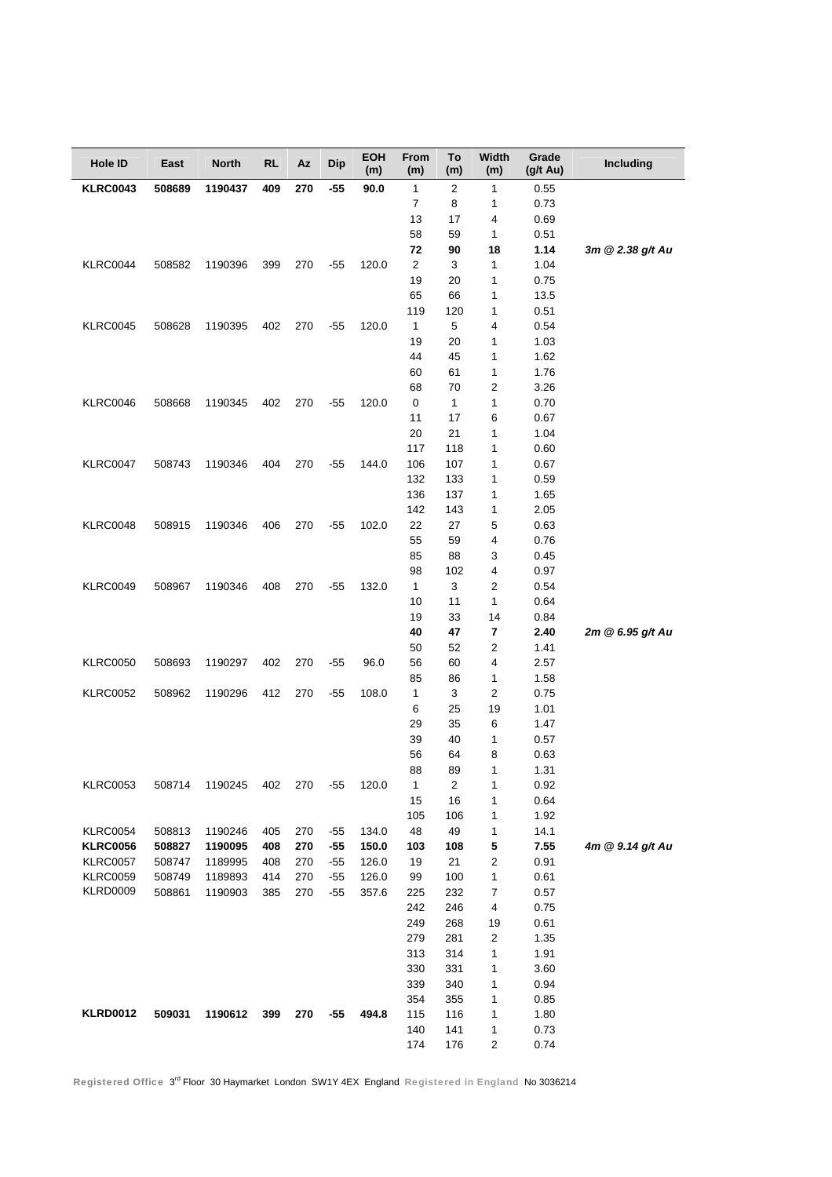| Hole ID | East | North | RL | Az | Dip | EOH (m) | From (m) | To (m) | Width (m) | Grade (g/t Au) | Including |
|---|---|---|---|---|---|---|---|---|---|---|---|
| **KLRC0043** | **508689** | **1190437** | **409** | **270** | **-55** | **90.0** | 1 | 2 | 1 | 0.55 | |
| | | | | | | | 7 | 8 | 1 | 0.73 | |
| | | | | | | | 13 | 17 | 4 | 0.69 | |
| | | | | | | | 58 | 59 | 1 | 0.51 | |
| | | | | | | | **72** | **90** | **18** | **1.14** | ***3m @ 2.38 g/t Au*** |
| KLRC0044 | 508582 | 1190396 | 399 | 270 | -55 | 120.0 | 2 | 3 | 1 | 1.04 | |
| | | | | | | | 19 | 20 | 1 | 0.75 | |
| | | | | | | | 65 | 66 | 1 | 13.5 | |
| | | | | | | | 119 | 120 | 1 | 0.51 | |
| KLRC0045 | 508628 | 1190395 | 402 | 270 | -55 | 120.0 | 1 | 5 | 4 | 0.54 | |
| | | | | | | | 19 | 20 | 1 | 1.03 | |
| | | | | | | | 44 | 45 | 1 | 1.62 | |
| | | | | | | | 60 | 61 | 1 | 1.76 | |
| | | | | | | | 68 | 70 | 2 | 3.26 | |
| KLRC0046 | 508668 | 1190345 | 402 | 270 | -55 | 120.0 | 0 | 1 | 1 | 0.70 | |
| | | | | | | | 11 | 17 | 6 | 0.67 | |
| | | | | | | | 20 | 21 | 1 | 1.04 | |
| | | | | | | | 117 | 118 | 1 | 0.60 | |
| KLRC0047 | 508743 | 1190346 | 404 | 270 | -55 | 144.0 | 106 | 107 | 1 | 0.67 | |
| | | | | | | | 132 | 133 | 1 | 0.59 | |
| | | | | | | | 136 | 137 | 1 | 1.65 | |
| | | | | | | | 142 | 143 | 1 | 2.05 | |
| KLRC0048 | 508915 | 1190346 | 406 | 270 | -55 | 102.0 | 22 | 27 | 5 | 0.63 | |
| | | | | | | | 55 | 59 | 4 | 0.76 | |
| | | | | | | | 85 | 88 | 3 | 0.45 | |
| | | | | | | | 98 | 102 | 4 | 0.97 | |
| KLRC0049 | 508967 | 1190346 | 408 | 270 | -55 | 132.0 | 1 | 3 | 2 | 0.54 | |
| | | | | | | | 10 | 11 | 1 | 0.64 | |
| | | | | | | | 19 | 33 | 14 | 0.84 | |
| | | | | | | | **40** | **47** | **7** | **2.40** | ***2m @ 6.95 g/t Au*** |
| | | | | | | | 50 | 52 | 2 | 1.41 | |
| KLRC0050 | 508693 | 1190297 | 402 | 270 | -55 | 96.0 | 56 | 60 | 4 | 2.57 | |
| | | | | | | | 85 | 86 | 1 | 1.58 | |
| KLRC0052 | 508962 | 1190296 | 412 | 270 | -55 | 108.0 | 1 | 3 | 2 | 0.75 | |
| | | | | | | | 6 | 25 | 19 | 1.01 | |
| | | | | | | | 29 | 35 | 6 | 1.47 | |
| | | | | | | | 39 | 40 | 1 | 0.57 | |
| | | | | | | | 56 | 64 | 8 | 0.63 | |
| | | | | | | | 88 | 89 | 1 | 1.31 | |
| KLRC0053 | 508714 | 1190245 | 402 | 270 | -55 | 120.0 | 1 | 2 | 1 | 0.92 | |
| | | | | | | | 15 | 16 | 1 | 0.64 | |
| | | | | | | | 105 | 106 | 1 | 1.92 | |
| KLRC0054 | 508813 | 1190246 | 405 | 270 | -55 | 134.0 | 48 | 49 | 1 | 14.1 | |
| **KLRC0056** | **508827** | **1190095** | **408** | **270** | **-55** | **150.0** | **103** | **108** | **5** | **7.55** | ***4m @ 9.14 g/t Au*** |
| KLRC0057 | 508747 | 1189995 | 408 | 270 | -55 | 126.0 | 19 | 21 | 2 | 0.91 | |
| KLRC0059 | 508749 | 1189893 | 414 | 270 | -55 | 126.0 | 99 | 100 | 1 | 0.61 | |
| KLRD0009 | 508861 | 1190903 | 385 | 270 | -55 | 357.6 | 225 | 232 | 7 | 0.57 | |
| | | | | | | | 242 | 246 | 4 | 0.75 | |
| | | | | | | | 249 | 268 | 19 | 0.61 | |
| | | | | | | | 279 | 281 | 2 | 1.35 | |
| | | | | | | | 313 | 314 | 1 | 1.91 | |
| | | | | | | | 330 | 331 | 1 | 3.60 | |
| | | | | | | | 339 | 340 | 1 | 0.94 | |
| | | | | | | | 354 | 355 | 1 | 0.85 | |
| **KLRD0012** | **509031** | **1190612** | **399** | **270** | **-55** | **494.8** | 115 | 116 | 1 | 1.80 | |
| | | | | | | | 140 | 141 | 1 | 0.73 | |
| | | | | | | | 174 | 176 | 2 | 0.74 | |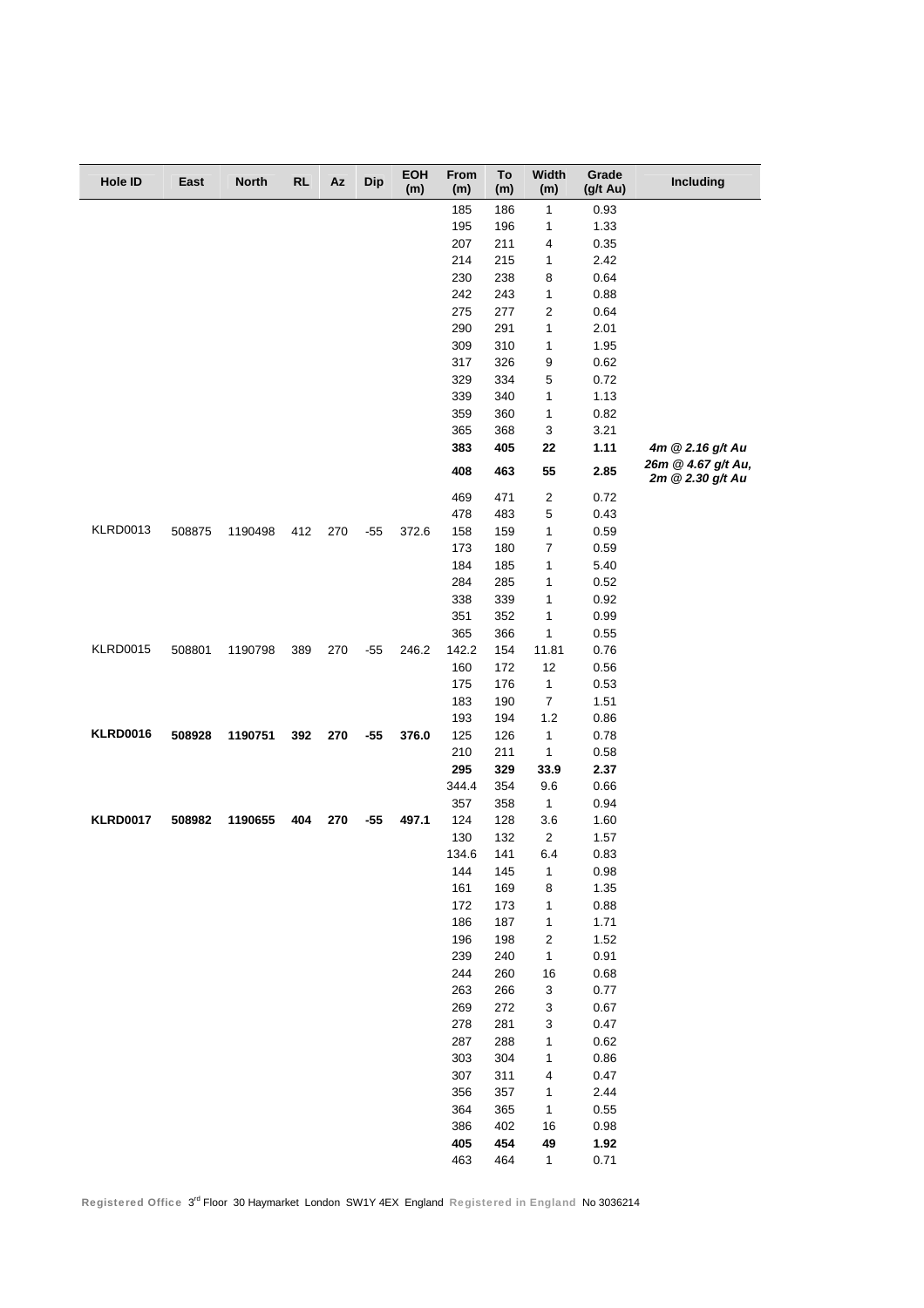| Hole ID | East | North | RL | Az | Dip | EOH (m) | From (m) | To (m) | Width (m) | Grade (g/t Au) | Including |
|---|---|---|---|---|---|---|---|---|---|---|---|
| | | | | | | | 185 | 186 | 1 | 0.93 | |
| | | | | | | | 195 | 196 | 1 | 1.33 | |
| | | | | | | | 207 | 211 | 4 | 0.35 | |
| | | | | | | | 214 | 215 | 1 | 2.42 | |
| | | | | | | | 230 | 238 | 8 | 0.64 | |
| | | | | | | | 242 | 243 | 1 | 0.88 | |
| | | | | | | | 275 | 277 | 2 | 0.64 | |
| | | | | | | | 290 | 291 | 1 | 2.01 | |
| | | | | | | | 309 | 310 | 1 | 1.95 | |
| | | | | | | | 317 | 326 | 9 | 0.62 | |
| | | | | | | | 329 | 334 | 5 | 0.72 | |
| | | | | | | | 339 | 340 | 1 | 1.13 | |
| | | | | | | | 359 | 360 | 1 | 0.82 | |
| | | | | | | | 365 | 368 | 3 | 3.21 | |
| | | | | | | | **383** | **405** | **22** | **1.11** | ***4m @ 2.16 g/t Au*** |
| | | | | | | | **408** | **463** | **55** | **2.85** | ***26m @ 4.67 g/t Au, 2m @ 2.30 g/t Au*** |
| | | | | | | | 469 | 471 | 2 | 0.72 | |
| | | | | | | | 478 | 483 | 5 | 0.43 | |
| KLRD0013 | 508875 | 1190498 | 412 | 270 | -55 | 372.6 | 158 | 159 | 1 | 0.59 | |
| | | | | | | | 173 | 180 | 7 | 0.59 | |
| | | | | | | | 184 | 185 | 1 | 5.40 | |
| | | | | | | | 284 | 285 | 1 | 0.52 | |
| | | | | | | | 338 | 339 | 1 | 0.92 | |
| | | | | | | | 351 | 352 | 1 | 0.99 | |
| | | | | | | | 365 | 366 | 1 | 0.55 | |
| KLRD0015 | 508801 | 1190798 | 389 | 270 | -55 | 246.2 | 142.2 | 154 | 11.81 | 0.76 | |
| | | | | | | | 160 | 172 | 12 | 0.56 | |
| | | | | | | | 175 | 176 | 1 | 0.53 | |
| | | | | | | | 183 | 190 | 7 | 1.51 | |
| | | | | | | | 193 | 194 | 1.2 | 0.86 | |
| **KLRD0016** | **508928** | **1190751** | **392** | **270** | **-55** | **376.0** | 125 | 126 | 1 | 0.78 | |
| | | | | | | | 210 | 211 | 1 | 0.58 | |
| | | | | | | | **295** | **329** | **33.9** | **2.37** | |
| | | | | | | | 344.4 | 354 | 9.6 | 0.66 | |
| | | | | | | | 357 | 358 | 1 | 0.94 | |
| **KLRD0017** | **508982** | **1190655** | **404** | **270** | **-55** | **497.1** | 124 | 128 | 3.6 | 1.60 | |
| | | | | | | | 130 | 132 | 2 | 1.57 | |
| | | | | | | | 134.6 | 141 | 6.4 | 0.83 | |
| | | | | | | | 144 | 145 | 1 | 0.98 | |
| | | | | | | | 161 | 169 | 8 | 1.35 | |
| | | | | | | | 172 | 173 | 1 | 0.88 | |
| | | | | | | | 186 | 187 | 1 | 1.71 | |
| | | | | | | | 196 | 198 | 2 | 1.52 | |
| | | | | | | | 239 | 240 | 1 | 0.91 | |
| | | | | | | | 244 | 260 | 16 | 0.68 | |
| | | | | | | | 263 | 266 | 3 | 0.77 | |
| | | | | | | | 269 | 272 | 3 | 0.67 | |
| | | | | | | | 278 | 281 | 3 | 0.47 | |
| | | | | | | | 287 | 288 | 1 | 0.62 | |
| | | | | | | | 303 | 304 | 1 | 0.86 | |
| | | | | | | | 307 | 311 | 4 | 0.47 | |
| | | | | | | | 356 | 357 | 1 | 2.44 | |
| | | | | | | | 364 | 365 | 1 | 0.55 | |
| | | | | | | | 386 | 402 | 16 | 0.98 | |
| | | | | | | | **405** | **454** | **49** | **1.92** | |
| | | | | | | | 463 | 464 | 1 | 0.71 | |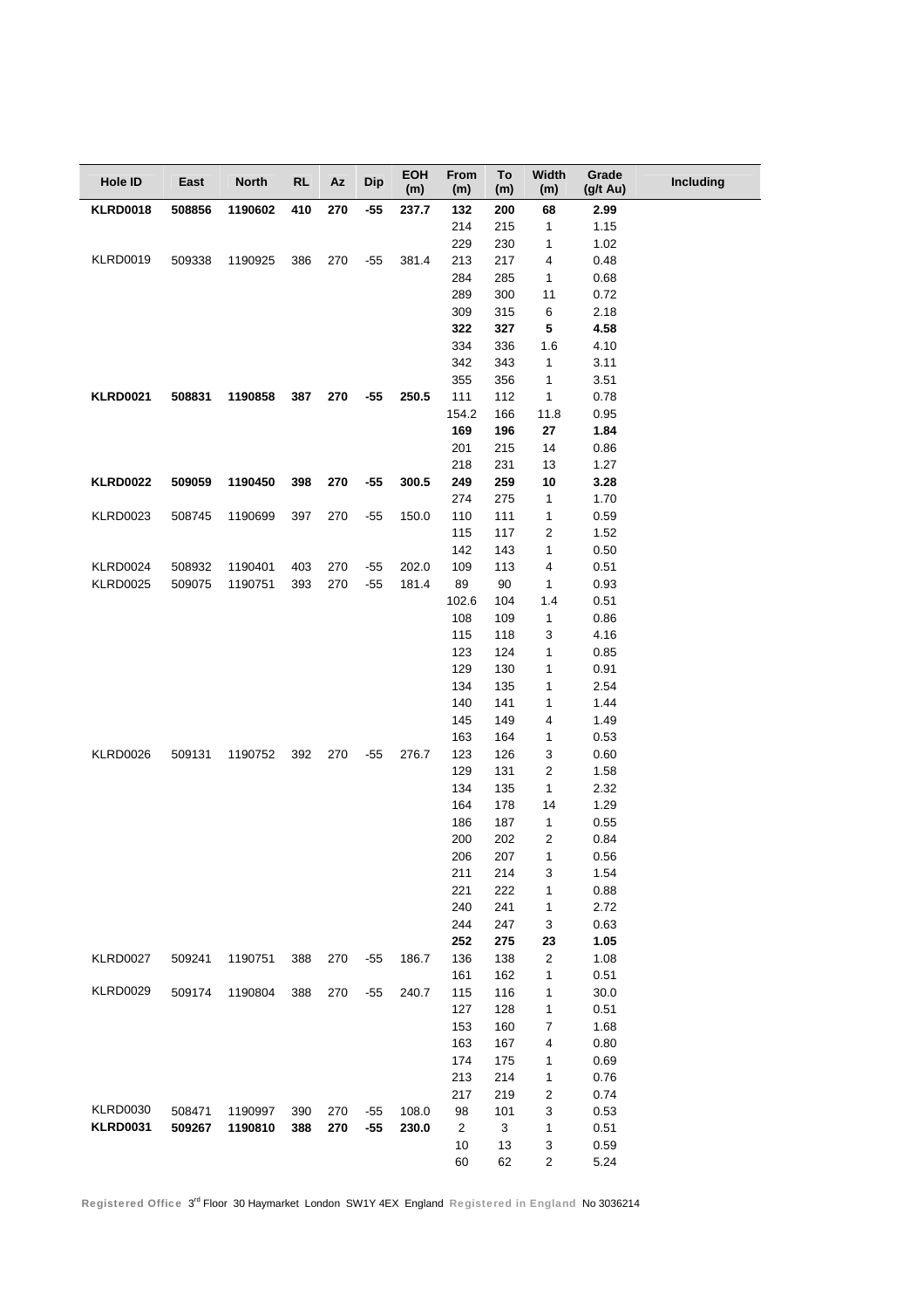| Hole ID | East | North | RL | Az | Dip | EOH (m) | From (m) | To (m) | Width (m) | Grade (g/t Au) | Including |
|---|---|---|---|---|---|---|---|---|---|---|---|
| **KLRD0018** | **508856** | **1190602** | **410** | **270** | **-55** | **237.7** | **132** | **200** | **68** | **2.99** | |
| | | | | | | | 214 | 215 | 1 | 1.15 | |
| | | | | | | | 229 | 230 | 1 | 1.02 | |
| KLRD0019 | 509338 | 1190925 | 386 | 270 | -55 | 381.4 | 213 | 217 | 4 | 0.48 | |
| | | | | | | | 284 | 285 | 1 | 0.68 | |
| | | | | | | | 289 | 300 | 11 | 0.72 | |
| | | | | | | | 309 | 315 | 6 | 2.18 | |
| | | | | | | | **322** | **327** | **5** | **4.58** | |
| | | | | | | | 334 | 336 | 1.6 | 4.10 | |
| | | | | | | | 342 | 343 | 1 | 3.11 | |
| | | | | | | | 355 | 356 | 1 | 3.51 | |
| **KLRD0021** | **508831** | **1190858** | **387** | **270** | **-55** | **250.5** | 111 | 112 | 1 | 0.78 | |
| | | | | | | | 154.2 | 166 | 11.8 | 0.95 | |
| | | | | | | | **169** | **196** | **27** | **1.84** | |
| | | | | | | | 201 | 215 | 14 | 0.86 | |
| | | | | | | | 218 | 231 | 13 | 1.27 | |
| **KLRD0022** | **509059** | **1190450** | **398** | **270** | **-55** | **300.5** | **249** | **259** | **10** | **3.28** | |
| | | | | | | | 274 | 275 | 1 | 1.70 | |
| KLRD0023 | 508745 | 1190699 | 397 | 270 | -55 | 150.0 | 110 | 111 | 1 | 0.59 | |
| | | | | | | | 115 | 117 | 2 | 1.52 | |
| | | | | | | | 142 | 143 | 1 | 0.50 | |
| KLRD0024 | 508932 | 1190401 | 403 | 270 | -55 | 202.0 | 109 | 113 | 4 | 0.51 | |
| KLRD0025 | 509075 | 1190751 | 393 | 270 | -55 | 181.4 | 89 | 90 | 1 | 0.93 | |
| | | | | | | | 102.6 | 104 | 1.4 | 0.51 | |
| | | | | | | | 108 | 109 | 1 | 0.86 | |
| | | | | | | | 115 | 118 | 3 | 4.16 | |
| | | | | | | | 123 | 124 | 1 | 0.85 | |
| | | | | | | | 129 | 130 | 1 | 0.91 | |
| | | | | | | | 134 | 135 | 1 | 2.54 | |
| | | | | | | | 140 | 141 | 1 | 1.44 | |
| | | | | | | | 145 | 149 | 4 | 1.49 | |
| | | | | | | | 163 | 164 | 1 | 0.53 | |
| KLRD0026 | 509131 | 1190752 | 392 | 270 | -55 | 276.7 | 123 | 126 | 3 | 0.60 | |
| | | | | | | | 129 | 131 | 2 | 1.58 | |
| | | | | | | | 134 | 135 | 1 | 2.32 | |
| | | | | | | | 164 | 178 | 14 | 1.29 | |
| | | | | | | | 186 | 187 | 1 | 0.55 | |
| | | | | | | | 200 | 202 | 2 | 0.84 | |
| | | | | | | | 206 | 207 | 1 | 0.56 | |
| | | | | | | | 211 | 214 | 3 | 1.54 | |
| | | | | | | | 221 | 222 | 1 | 0.88 | |
| | | | | | | | 240 | 241 | 1 | 2.72 | |
| | | | | | | | 244 | 247 | 3 | 0.63 | |
| | | | | | | | **252** | **275** | **23** | **1.05** | |
| KLRD0027 | 509241 | 1190751 | 388 | 270 | -55 | 186.7 | 136 | 138 | 2 | 1.08 | |
| | | | | | | | 161 | 162 | 1 | 0.51 | |
| KLRD0029 | 509174 | 1190804 | 388 | 270 | -55 | 240.7 | 115 | 116 | 1 | 30.0 | |
| | | | | | | | 127 | 128 | 1 | 0.51 | |
| | | | | | | | 153 | 160 | 7 | 1.68 | |
| | | | | | | | 163 | 167 | 4 | 0.80 | |
| | | | | | | | 174 | 175 | 1 | 0.69 | |
| | | | | | | | 213 | 214 | 1 | 0.76 | |
| | | | | | | | 217 | 219 | 2 | 0.74 | |
| KLRD0030 | 508471 | 1190997 | 390 | 270 | -55 | 108.0 | 98 | 101 | 3 | 0.53 | |
| **KLRD0031** | **509267** | **1190810** | **388** | **270** | **-55** | **230.0** | 2 | 3 | 1 | 0.51 | |
| | | | | | | | 10 | 13 | 3 | 0.59 | |
| | | | | | | | 60 | 62 | 2 | 5.24 | |

**Registered Office** 3rd Floor 30 Haymarket London SW1Y 4EX England **Registered in England** No 3036214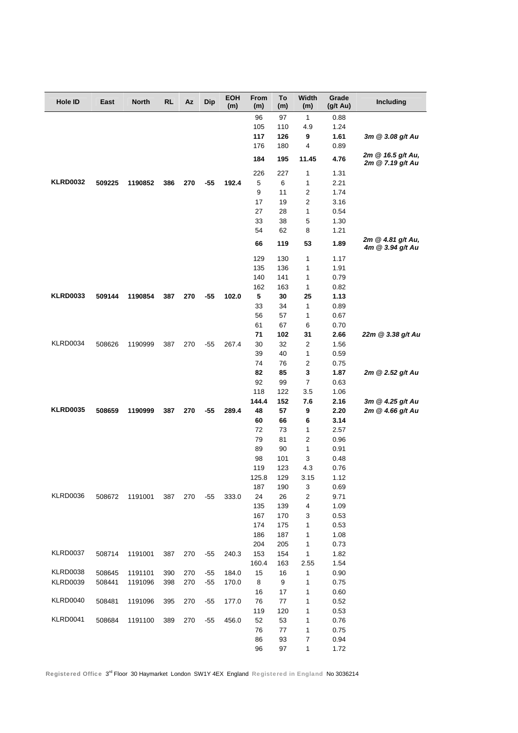| Hole ID | East | North | RL | Az | Dip | EOH (m) | From (m) | To (m) | Width (m) | Grade (g/t Au) | Including |
|---|---|---|---|---|---|---|---|---|---|---|---|
| | | | | | | | 96 | 97 | 1 | 0.88 | |
| | | | | | | | 105 | 110 | 4.9 | 1.24 | |
| | | | | | | | **117** | **126** | **9** | **1.61** | ***3m @ 3.08 g/t Au*** |
| | | | | | | | 176 | 180 | 4 | 0.89 | |
| | | | | | | | **184** | **195** | **11.45** | **4.76** | ***2m @ 16.5 g/t Au, 2m @ 7.19 g/t Au*** |
| | | | | | | | 226 | 227 | 1 | 1.31 | |
| **KLRD0032** | **509225** | **1190852** | **386** | **270** | **-55** | **192.4** | 5 | 6 | 1 | 2.21 | |
| | | | | | | | 9 | 11 | 2 | 1.74 | |
| | | | | | | | 17 | 19 | 2 | 3.16 | |
| | | | | | | | 27 | 28 | 1 | 0.54 | |
| | | | | | | | 33 | 38 | 5 | 1.30 | |
| | | | | | | | 54 | 62 | 8 | 1.21 | |
| | | | | | | | **66** | **119** | **53** | **1.89** | ***2m @ 4.81 g/t Au, 4m @ 3.94 g/t Au*** |
| | | | | | | | 129 | 130 | 1 | 1.17 | |
| | | | | | | | 135 | 136 | 1 | 1.91 | |
| | | | | | | | 140 | 141 | 1 | 0.79 | |
| | | | | | | | 162 | 163 | 1 | 0.82 | |
| **KLRD0033** | **509144** | **1190854** | **387** | **270** | **-55** | **102.0** | **5** | **30** | **25** | **1.13** | |
| | | | | | | | 33 | 34 | 1 | 0.89 | |
| | | | | | | | 56 | 57 | 1 | 0.67 | |
| | | | | | | | 61 | 67 | 6 | 0.70 | |
| | | | | | | | **71** | **102** | **31** | **2.66** | ***22m @ 3.38 g/t Au*** |
| KLRD0034 | 508626 | 1190999 | 387 | 270 | -55 | 267.4 | 30 | 32 | 2 | 1.56 | |
| | | | | | | | 39 | 40 | 1 | 0.59 | |
| | | | | | | | 74 | 76 | 2 | 0.75 | |
| | | | | | | | **82** | **85** | **3** | **1.87** | ***2m @ 2.52 g/t Au*** |
| | | | | | | | 92 | 99 | 7 | 0.63 | |
| | | | | | | | 118 | 122 | 3.5 | 1.06 | |
| | | | | | | | **144.4** | **152** | **7.6** | **2.16** | ***3m @ 4.25 g/t Au*** |
| **KLRD0035** | **508659** | **1190999** | **387** | **270** | **-55** | **289.4** | **48** | **57** | **9** | **2.20** | ***2m @ 4.66 g/t Au*** |
| | | | | | | | **60** | **66** | **6** | **3.14** | |
| | | | | | | | 72 | 73 | 1 | 2.57 | |
| | | | | | | | 79 | 81 | 2 | 0.96 | |
| | | | | | | | 89 | 90 | 1 | 0.91 | |
| | | | | | | | 98 | 101 | 3 | 0.48 | |
| | | | | | | | 119 | 123 | 4.3 | 0.76 | |
| | | | | | | | 125.8 | 129 | 3.15 | 1.12 | |
| | | | | | | | 187 | 190 | 3 | 0.69 | |
| KLRD0036 | 508672 | 1191001 | 387 | 270 | -55 | 333.0 | 24 | 26 | 2 | 9.71 | |
| | | | | | | | 135 | 139 | 4 | 1.09 | |
| | | | | | | | 167 | 170 | 3 | 0.53 | |
| | | | | | | | 174 | 175 | 1 | 0.53 | |
| | | | | | | | 186 | 187 | 1 | 1.08 | |
| | | | | | | | 204 | 205 | 1 | 0.73 | |
| KLRD0037 | 508714 | 1191001 | 387 | 270 | -55 | 240.3 | 153 | 154 | 1 | 1.82 | |
| | | | | | | | 160.4 | 163 | 2.55 | 1.54 | |
| KLRD0038 | 508645 | 1191101 | 390 | 270 | -55 | 184.0 | 15 | 16 | 1 | 0.90 | |
| KLRD0039 | 508441 | 1191096 | 398 | 270 | -55 | 170.0 | 8 | 9 | 1 | 0.75 | |
| | | | | | | | 16 | 17 | 1 | 0.60 | |
| KLRD0040 | 508481 | 1191096 | 395 | 270 | -55 | 177.0 | 76 | 77 | 1 | 0.52 | |
| | | | | | | | 119 | 120 | 1 | 0.53 | |
| KLRD0041 | 508684 | 1191100 | 389 | 270 | -55 | 456.0 | 52 | 53 | 1 | 0.76 | |
| | | | | | | | 76 | 77 | 1 | 0.75 | |
| | | | | | | | 86 | 93 | 7 | 0.94 | |
| | | | | | | | 96 | 97 | 1 | 1.72 | |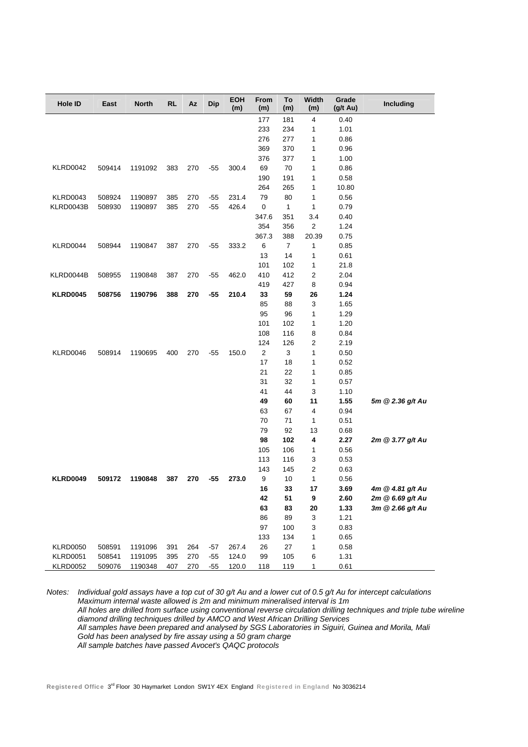| Hole ID | East | North | RL | Az | Dip | EOH (m) | From (m) | To (m) | Width (m) | Grade (g/t Au) | Including |
|---|---|---|---|---|---|---|---|---|---|---|---|
| | | | | | | | 177 | 181 | 4 | 0.40 | |
| | | | | | | | 233 | 234 | 1 | 1.01 | |
| | | | | | | | 276 | 277 | 1 | 0.86 | |
| | | | | | | | 369 | 370 | 1 | 0.96 | |
| | | | | | | | 376 | 377 | 1 | 1.00 | |
| KLRD0042 | 509414 | 1191092 | 383 | 270 | -55 | 300.4 | 69 | 70 | 1 | 0.86 | |
| | | | | | | | 190 | 191 | 1 | 0.58 | |
| | | | | | | | 264 | 265 | 1 | 10.80 | |
| KLRD0043 | 508924 | 1190897 | 385 | 270 | -55 | 231.4 | 79 | 80 | 1 | 0.56 | |
| KLRD0043B | 508930 | 1190897 | 385 | 270 | -55 | 426.4 | 0 | 1 | 1 | 0.79 | |
| | | | | | | | 347.6 | 351 | 3.4 | 0.40 | |
| | | | | | | | 354 | 356 | 2 | 1.24 | |
| | | | | | | | 367.3 | 388 | 20.39 | 0.75 | |
| KLRD0044 | 508944 | 1190847 | 387 | 270 | -55 | 333.2 | 6 | 7 | 1 | 0.85 | |
| | | | | | | | 13 | 14 | 1 | 0.61 | |
| | | | | | | | 101 | 102 | 1 | 21.8 | |
| KLRD0044B | 508955 | 1190848 | 387 | 270 | -55 | 462.0 | 410 | 412 | 2 | 2.04 | |
| | | | | | | | 419 | 427 | 8 | 0.94 | |
| **KLRD0045** | **508756** | **1190796** | **388** | **270** | **-55** | **210.4** | **33** | **59** | **26** | **1.24** | |
| | | | | | | | 85 | 88 | 3 | 1.65 | |
| | | | | | | | 95 | 96 | 1 | 1.29 | |
| | | | | | | | 101 | 102 | 1 | 1.20 | |
| | | | | | | | 108 | 116 | 8 | 0.84 | |
| | | | | | | | 124 | 126 | 2 | 2.19 | |
| KLRD0046 | 508914 | 1190695 | 400 | 270 | -55 | 150.0 | 2 | 3 | 1 | 0.50 | |
| | | | | | | | 17 | 18 | 1 | 0.52 | |
| | | | | | | | 21 | 22 | 1 | 0.85 | |
| | | | | | | | 31 | 32 | 1 | 0.57 | |
| | | | | | | | 41 | 44 | 3 | 1.10 | |
| | | | | | | | **49** | **60** | **11** | **1.55** | ***5m @ 2.36 g/t Au*** |
| | | | | | | | 63 | 67 | 4 | 0.94 | |
| | | | | | | | 70 | 71 | 1 | 0.51 | |
| | | | | | | | 79 | 92 | 13 | 0.68 | |
| | | | | | | | **98** | **102** | **4** | **2.27** | ***2m @ 3.77 g/t Au*** |
| | | | | | | | 105 | 106 | 1 | 0.56 | |
| | | | | | | | 113 | 116 | 3 | 0.53 | |
| | | | | | | | 143 | 145 | 2 | 0.63 | |
| **KLRD0049** | **509172** | **1190848** | **387** | **270** | **-55** | **273.0** | 9 | 10 | 1 | 0.56 | |
| | | | | | | | **16** | **33** | **17** | **3.69** | ***4m @ 4.81 g/t Au*** |
| | | | | | | | **42** | **51** | **9** | **2.60** | ***2m @ 6.69 g/t Au*** |
| | | | | | | | **63** | **83** | **20** | **1.33** | ***3m @ 2.66 g/t Au*** |
| | | | | | | | 86 | 89 | 3 | 1.21 | |
| | | | | | | | 97 | 100 | 3 | 0.83 | |
| | | | | | | | 133 | 134 | 1 | 0.65 | |
| KLRD0050 | 508591 | 1191096 | 391 | 264 | -57 | 267.4 | 26 | 27 | 1 | 0.58 | |
| KLRD0051 | 508541 | 1191095 | 395 | 270 | -55 | 124.0 | 99 | 105 | 6 | 1.31 | |
| KLRD0052 | 509076 | 1190348 | 407 | 270 | -55 | 120.0 | 118 | 119 | 1 | 0.61 | |

Notes: *Individual gold assays have a top cut of 30 g/t Au and a lower cut of 0.5 g/t Au for intercept calculations*
*Maximum internal waste allowed is 2m and minimum mineralised interval is 1m*
*All holes are drilled from surface using conventional reverse circulation drilling techniques and triple tube wireline diamond drilling techniques drilled by AMCO and West African Drilling Services*
*All samples have been prepared and analysed by SGS Laboratories in Siguiri, Guinea and Morila, Mali*
*Gold has been analysed by fire assay using a 50 gram charge*
*All sample batches have passed Avocet's QAQC protocols*

**Registered Office** 3rd Floor 30 Haymarket London SW1Y 4EX England **Registered in England** No 3036214